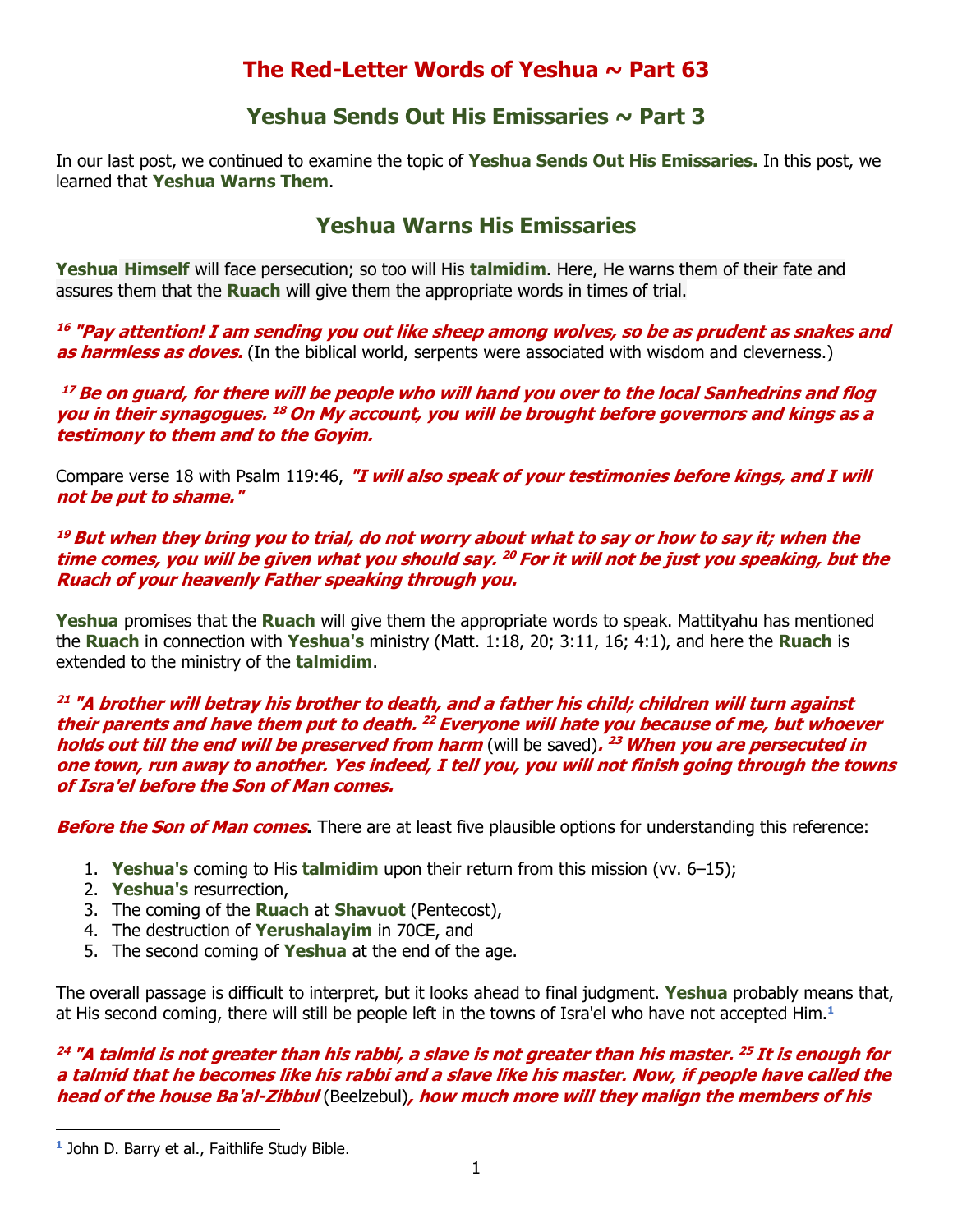# The Red-Letter Words of Yeshua ~ Part 63

## Yeshua Sends Out His Emissaries ~ Part 3

In our last post, we continued to examine the topic of **Yeshua Sends Out His Emissaries.** In this post, we learned that **Yeshua Warns Them**.

## Yeshua Warns His Emissaries

**Yeshua Himself** will face persecution; so too will His **talmidim**. Here, He warns them of their fate and assures them that the **Ruach** will give them the appropriate words in times of trial.

***16 "Pay attention! I am sending you out like sheep among wolves, so be as prudent as snakes and as harmless as doves.*** (In the biblical world, serpents were associated with wisdom and cleverness.)

***17 Be on guard, for there will be people who will hand you over to the local Sanhedrins and flog you in their synagogues. 18 On My account, you will be brought before governors and kings as a testimony to them and to the Goyim.***

Compare verse 18 with Psalm 119:46, ***"I will also speak of your testimonies before kings, and I will not be put to shame."***

***19 But when they bring you to trial, do not worry about what to say or how to say it; when the time comes, you will be given what you should say. 20 For it will not be just you speaking, but the Ruach of your heavenly Father speaking through you.***

**Yeshua** promises that the **Ruach** will give them the appropriate words to speak. Mattityahu has mentioned the **Ruach** in connection with **Yeshua's** ministry (Matt. 1:18, 20; 3:11, 16; 4:1), and here the **Ruach** is extended to the ministry of the **talmidim**.

***21 "A brother will betray his brother to death, and a father his child; children will turn against their parents and have them put to death. 22 Everyone will hate you because of me, but whoever holds out till the end will be preserved from harm*** (will be saved)***. 23 When you are persecuted in one town, run away to another. Yes indeed, I tell you, you will not finish going through the towns of Isra'el before the Son of Man comes.***

***Before the Son of Man comes*.** There are at least five plausible options for understanding this reference:

1. **Yeshua's** coming to His **talmidim** upon their return from this mission (vv. 6–15);
2. **Yeshua's** resurrection,
3. The coming of the **Ruach** at **Shavuot** (Pentecost),
4. The destruction of **Yerushalayim** in 70CE, and
5. The second coming of **Yeshua** at the end of the age.

The overall passage is difficult to interpret, but it looks ahead to final judgment. **Yeshua** probably means that, at His second coming, there will still be people left in the towns of Isra'el who have not accepted Him.[1]

***24 "A talmid is not greater than his rabbi, a slave is not greater than his master. 25 It is enough for a talmid that he becomes like his rabbi and a slave like his master. Now, if people have called the head of the house Ba'al-Zibbul*** (Beelzebul)***, how much more will they malign the members of his***

---

[1] John D. Barry et al., Faithlife Study Bible.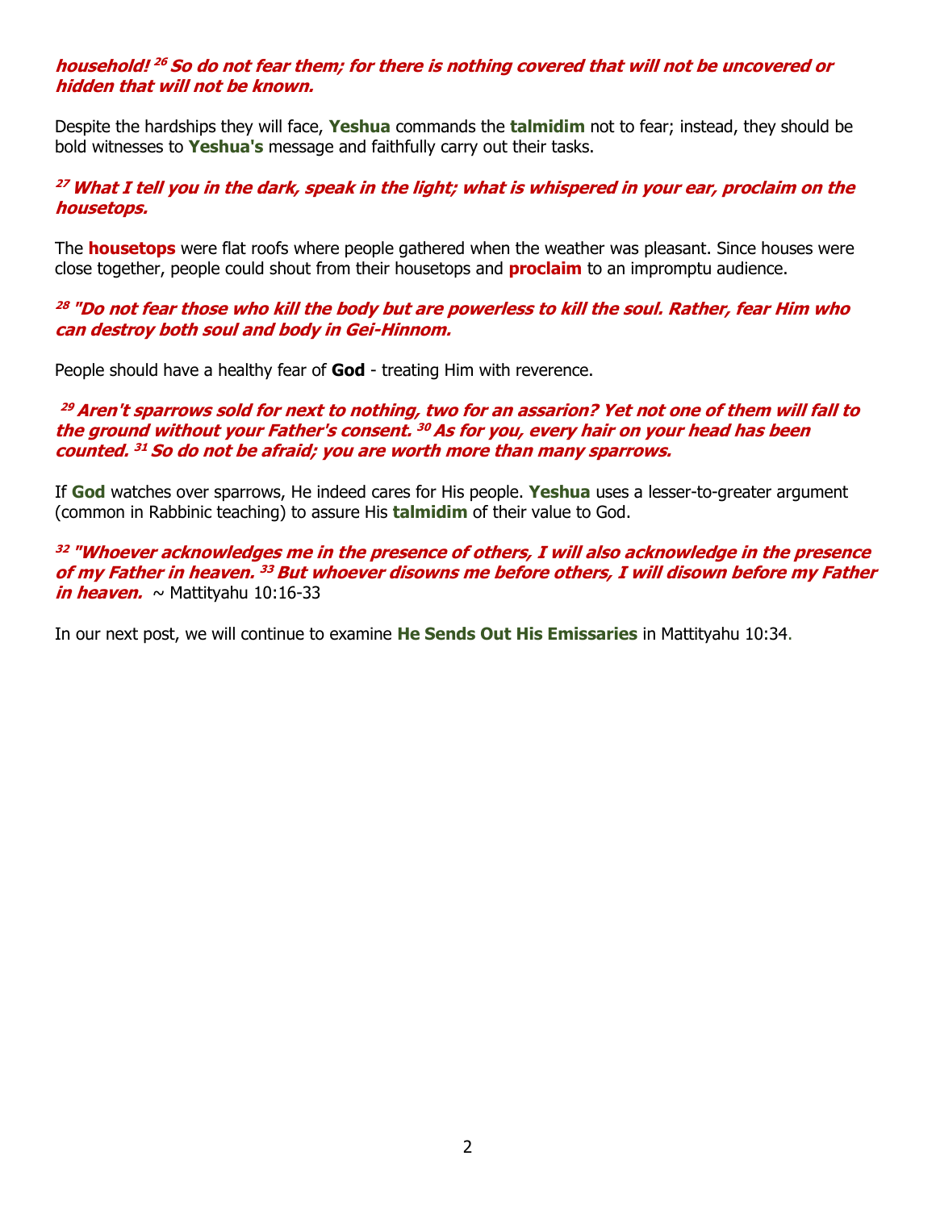***household! [26] So do not fear them; for there is nothing covered that will not be uncovered or hidden that will not be known.***

Despite the hardships they will face, **Yeshua** commands the **talmidim** not to fear; instead, they should be bold witnesses to **Yeshua's** message and faithfully carry out their tasks.

***[27] What I tell you in the dark, speak in the light; what is whispered in your ear, proclaim on the housetops.***

The **housetops** were flat roofs where people gathered when the weather was pleasant. Since houses were close together, people could shout from their housetops and **proclaim** to an impromptu audience.

***[28] "Do not fear those who kill the body but are powerless to kill the soul. Rather, fear Him who can destroy both soul and body in Gei-Hinnom.***

People should have a healthy fear of **God** - treating Him with reverence.

***[29] Aren't sparrows sold for next to nothing, two for an assarion? Yet not one of them will fall to the ground without your Father's consent. [30] As for you, every hair on your head has been counted. [31] So do not be afraid; you are worth more than many sparrows.***

If **God** watches over sparrows, He indeed cares for His people. **Yeshua** uses a lesser-to-greater argument (common in Rabbinic teaching) to assure His **talmidim** of their value to God.

***[32] "Whoever acknowledges me in the presence of others, I will also acknowledge in the presence of my Father in heaven. [33] But whoever disowns me before others, I will disown before my Father in heaven.*** ~ Mattityahu 10:16-33

In our next post, we will continue to examine **He Sends Out His Emissaries** in Mattityahu 10:34.